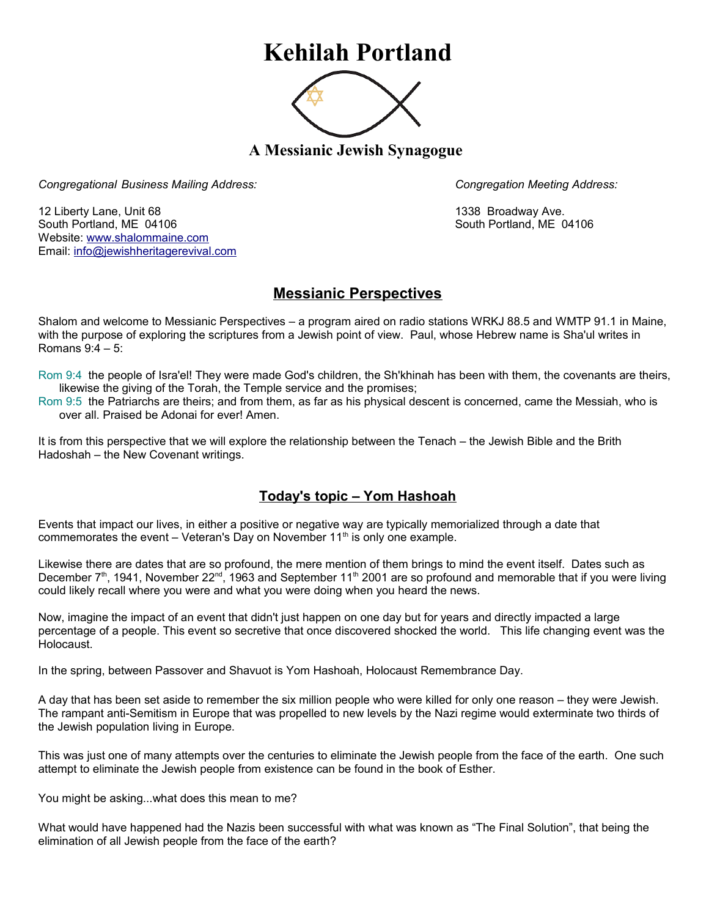# Kehilah Portland

## A Messianic Jewish Synagogue

*Congregational Business Mailing Address:*

12 Liberty Lane, Unit 68
South Portland, ME 04106
Website: www.shalommaine.com
Email: info@jewishheritagerevival.com

*Congregation Meeting Address:*

1338 Broadway Ave.
South Portland, ME 04106

## Messianic Perspectives

Shalom and welcome to Messianic Perspectives – a program aired on radio stations WRKJ 88.5 and WMTP 91.1 in Maine, with the purpose of exploring the scriptures from a Jewish point of view. Paul, whose Hebrew name is Sha'ul writes in Romans 9:4 – 5:

Rom 9:4 the people of Isra'el! They were made God's children, the Sh'khinah has been with them, the covenants are theirs, likewise the giving of the Torah, the Temple service and the promises;
Rom 9:5 the Patriarchs are theirs; and from them, as far as his physical descent is concerned, came the Messiah, who is over all. Praised be Adonai for ever! Amen.

It is from this perspective that we will explore the relationship between the Tenach – the Jewish Bible and the Brith Hadoshah – the New Covenant writings.

## Today's topic – Yom Hashoah

Events that impact our lives, in either a positive or negative way are typically memorialized through a date that commemorates the event – Veteran's Day on November 11th is only one example.

Likewise there are dates that are so profound, the mere mention of them brings to mind the event itself. Dates such as December 7th, 1941, November 22nd, 1963 and September 11th 2001 are so profound and memorable that if you were living could likely recall where you were and what you were doing when you heard the news.

Now, imagine the impact of an event that didn't just happen on one day but for years and directly impacted a large percentage of a people. This event so secretive that once discovered shocked the world. This life changing event was the Holocaust.

In the spring, between Passover and Shavuot is Yom Hashoah, Holocaust Remembrance Day.

A day that has been set aside to remember the six million people who were killed for only one reason – they were Jewish. The rampant anti-Semitism in Europe that was propelled to new levels by the Nazi regime would exterminate two thirds of the Jewish population living in Europe.

This was just one of many attempts over the centuries to eliminate the Jewish people from the face of the earth. One such attempt to eliminate the Jewish people from existence can be found in the book of Esther.

You might be asking...what does this mean to me?

What would have happened had the Nazis been successful with what was known as "The Final Solution", that being the elimination of all Jewish people from the face of the earth?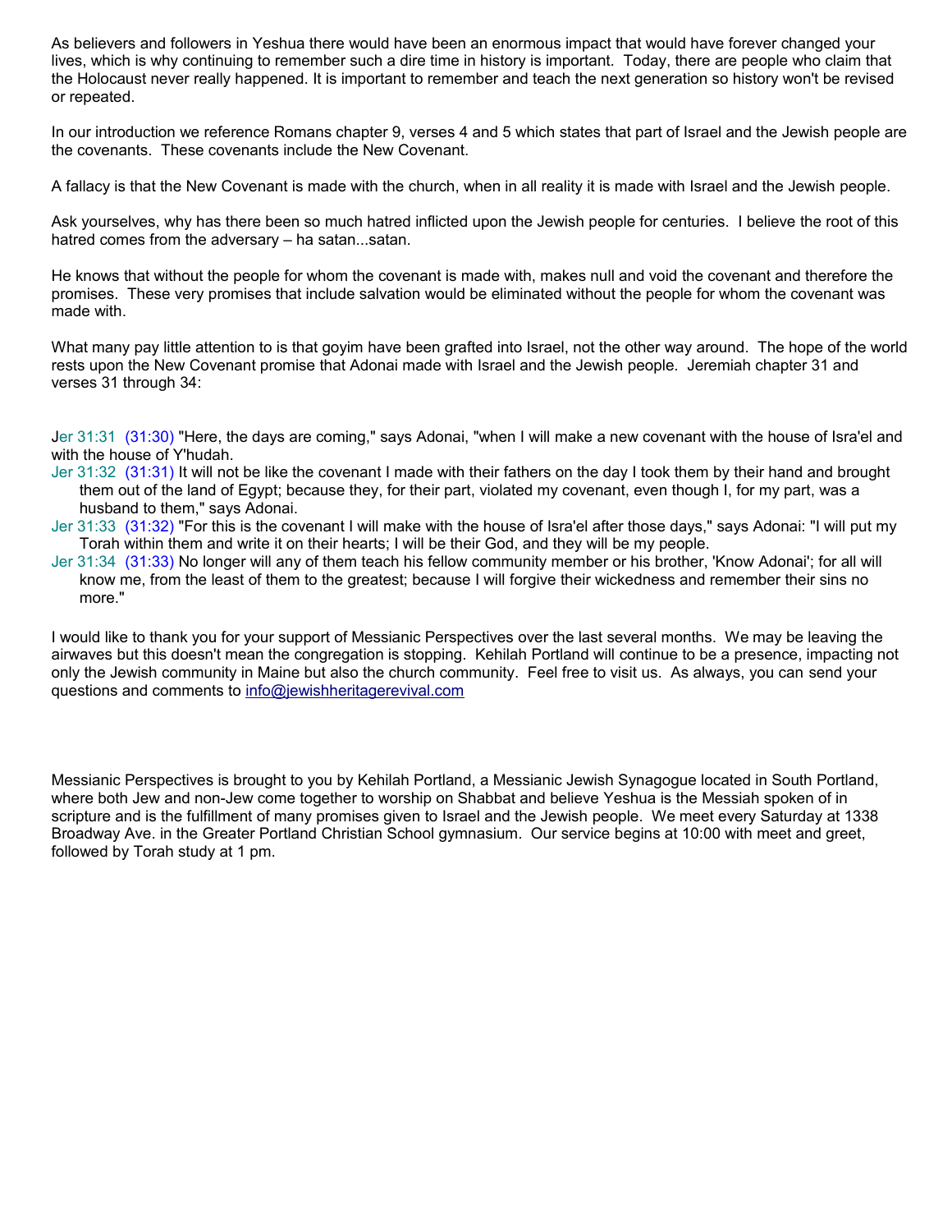As believers and followers in Yeshua there would have been an enormous impact that would have forever changed your lives, which is why continuing to remember such a dire time in history is important. Today, there are people who claim that the Holocaust never really happened. It is important to remember and teach the next generation so history won't be revised or repeated.

In our introduction we reference Romans chapter 9, verses 4 and 5 which states that part of Israel and the Jewish people are the covenants. These covenants include the New Covenant.

A fallacy is that the New Covenant is made with the church, when in all reality it is made with Israel and the Jewish people.

Ask yourselves, why has there been so much hatred inflicted upon the Jewish people for centuries. I believe the root of this hatred comes from the adversary – ha satan...satan.

He knows that without the people for whom the covenant is made with, makes null and void the covenant and therefore the promises. These very promises that include salvation would be eliminated without the people for whom the covenant was made with.

What many pay little attention to is that goyim have been grafted into Israel, not the other way around. The hope of the world rests upon the New Covenant promise that Adonai made with Israel and the Jewish people. Jeremiah chapter 31 and verses 31 through 34:

Jer 31:31 (31:30) "Here, the days are coming," says Adonai, "when I will make a new covenant with the house of Isra'el and with the house of Y'hudah.
Jer 31:32 (31:31) It will not be like the covenant I made with their fathers on the day I took them by their hand and brought them out of the land of Egypt; because they, for their part, violated my covenant, even though I, for my part, was a husband to them," says Adonai.
Jer 31:33 (31:32) "For this is the covenant I will make with the house of Isra'el after those days," says Adonai: "I will put my Torah within them and write it on their hearts; I will be their God, and they will be my people.
Jer 31:34 (31:33) No longer will any of them teach his fellow community member or his brother, 'Know Adonai'; for all will know me, from the least of them to the greatest; because I will forgive their wickedness and remember their sins no more."

I would like to thank you for your support of Messianic Perspectives over the last several months. We may be leaving the airwaves but this doesn't mean the congregation is stopping. Kehilah Portland will continue to be a presence, impacting not only the Jewish community in Maine but also the church community. Feel free to visit us. As always, you can send your questions and comments to info@jewishheritagerevival.com

Messianic Perspectives is brought to you by Kehilah Portland, a Messianic Jewish Synagogue located in South Portland, where both Jew and non-Jew come together to worship on Shabbat and believe Yeshua is the Messiah spoken of in scripture and is the fulfillment of many promises given to Israel and the Jewish people. We meet every Saturday at 1338 Broadway Ave. in the Greater Portland Christian School gymnasium. Our service begins at 10:00 with meet and greet, followed by Torah study at 1 pm.